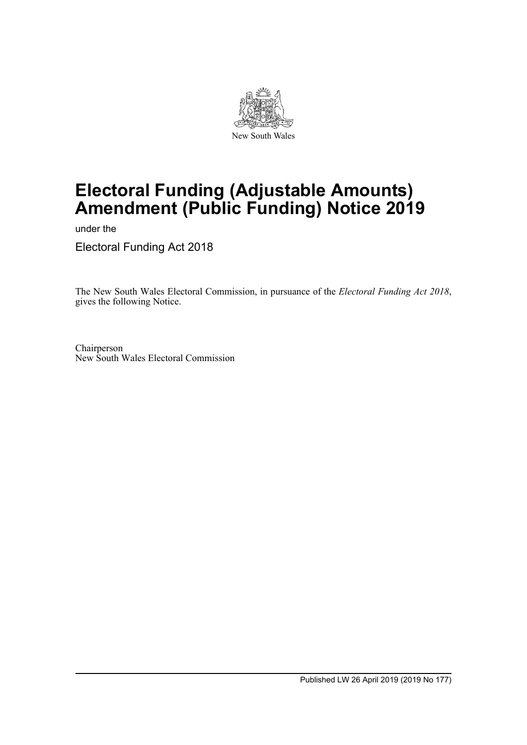New South Wales

# Electoral Funding (Adjustable Amounts) Amendment (Public Funding) Notice 2019

under the

Electoral Funding Act 2018

The New South Wales Electoral Commission, in pursuance of the *Electoral Funding Act 2018*, gives the following Notice.

Chairperson
New South Wales Electoral Commission

Published LW 26 April 2019 (2019 No 177)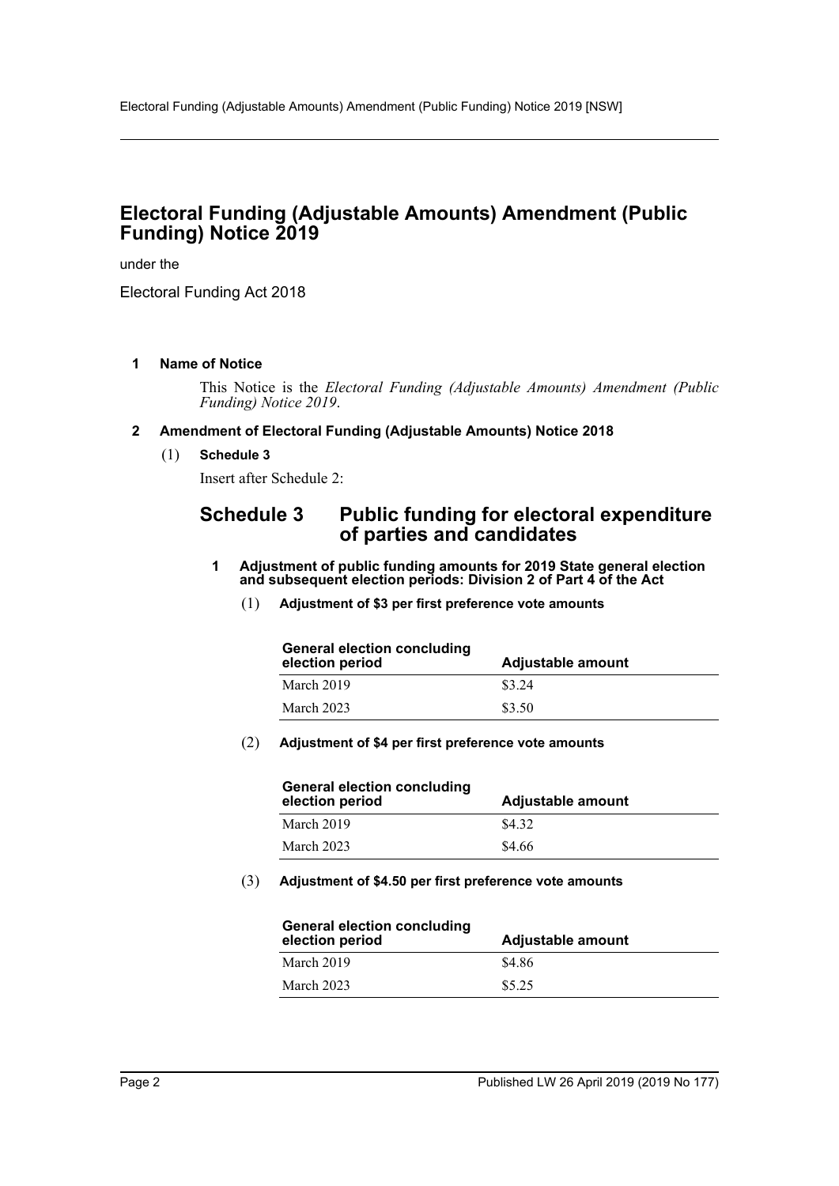# Electoral Funding (Adjustable Amounts) Amendment (Public Funding) Notice 2019

under the

Electoral Funding Act 2018

#### 1 Name of Notice

This Notice is the *Electoral Funding (Adjustable Amounts) Amendment (Public Funding) Notice 2019*.

#### 2 Amendment of Electoral Funding (Adjustable Amounts) Notice 2018

(1) **Schedule 3**

Insert after Schedule 2:

## Schedule 3 Public funding for electoral expenditure of parties and candidates

#### 1 Adjustment of public funding amounts for 2019 State general election and subsequent election periods: Division 2 of Part 4 of the Act

(1) **Adjustment of $3 per first preference vote amounts**

| General election concluding election period | Adjustable amount |
|---|---|
| March 2019 | $3.24 |
| March 2023 | $3.50 |

(2) **Adjustment of $4 per first preference vote amounts**

| General election concluding election period | Adjustable amount |
|---|---|
| March 2019 | $4.32 |
| March 2023 | $4.66 |

(3) **Adjustment of $4.50 per first preference vote amounts**

| General election concluding election period | Adjustable amount |
|---|---|
| March 2019 | $4.86 |
| March 2023 | $5.25 |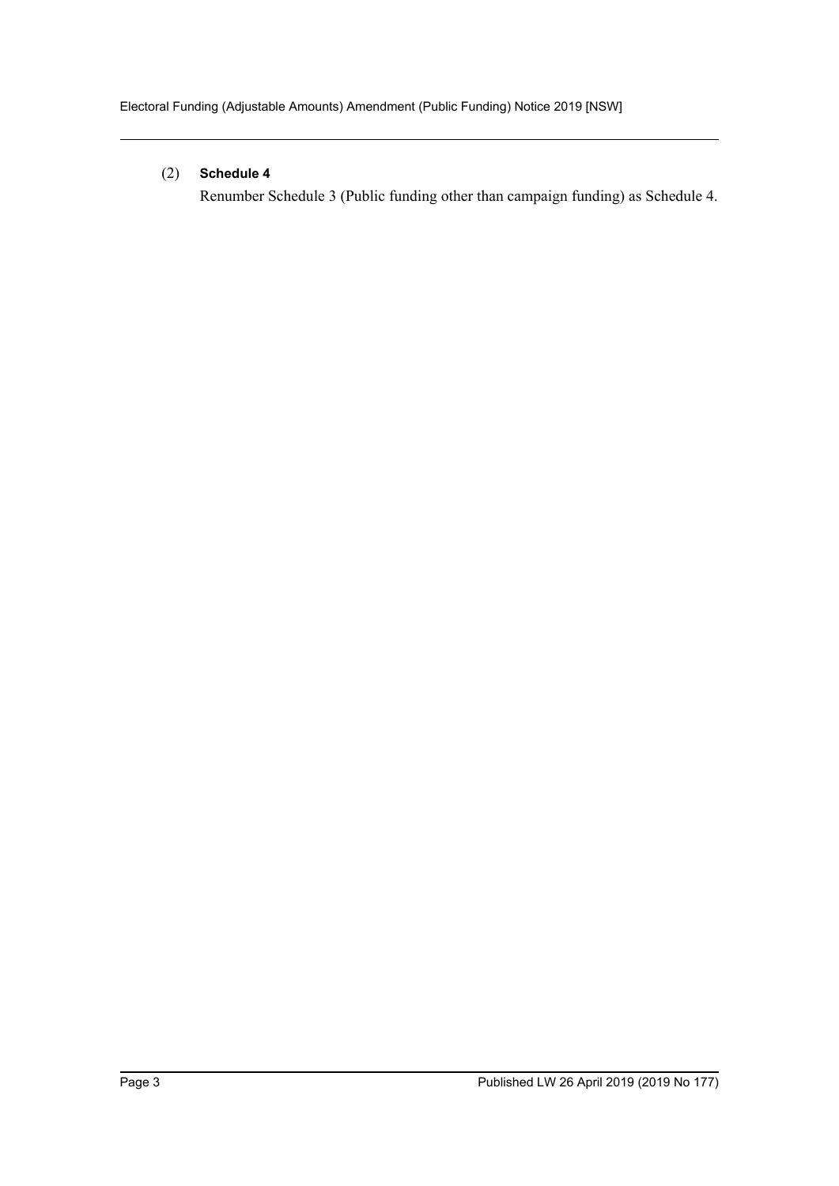(2) **Schedule 4**

Renumber Schedule 3 (Public funding other than campaign funding) as Schedule 4.